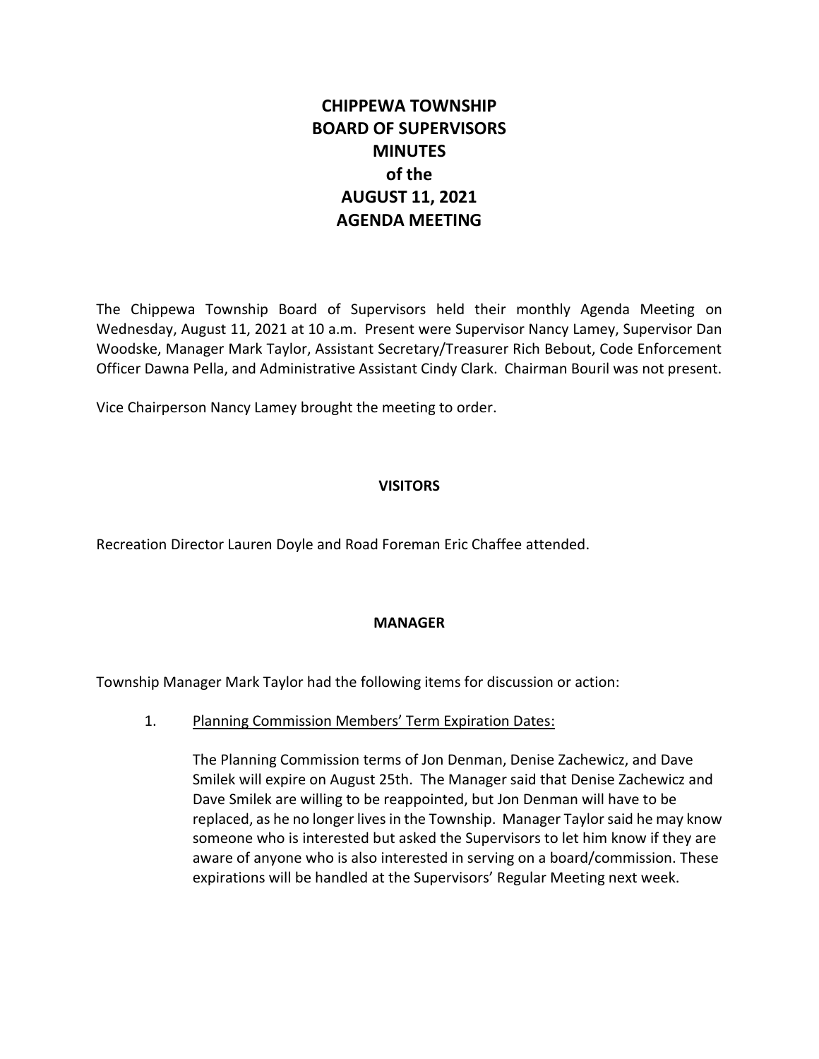# CHIPPEWA TOWNSHIP
# BOARD OF SUPERVISORS
# MINUTES
# of the
# AUGUST 11, 2021
# AGENDA MEETING

The Chippewa Township Board of Supervisors held their monthly Agenda Meeting on Wednesday, August 11, 2021 at 10 a.m. Present were Supervisor Nancy Lamey, Supervisor Dan Woodske, Manager Mark Taylor, Assistant Secretary/Treasurer Rich Bebout, Code Enforcement Officer Dawna Pella, and Administrative Assistant Cindy Clark. Chairman Bouril was not present.

Vice Chairperson Nancy Lamey brought the meeting to order.

## VISITORS

Recreation Director Lauren Doyle and Road Foreman Eric Chaffee attended.

## MANAGER

Township Manager Mark Taylor had the following items for discussion or action:

1. Planning Commission Members' Term Expiration Dates:

   The Planning Commission terms of Jon Denman, Denise Zachewicz, and Dave Smilek will expire on August 25th. The Manager said that Denise Zachewicz and Dave Smilek are willing to be reappointed, but Jon Denman will have to be replaced, as he no longer lives in the Township. Manager Taylor said he may know someone who is interested but asked the Supervisors to let him know if they are aware of anyone who is also interested in serving on a board/commission. These expirations will be handled at the Supervisors' Regular Meeting next week.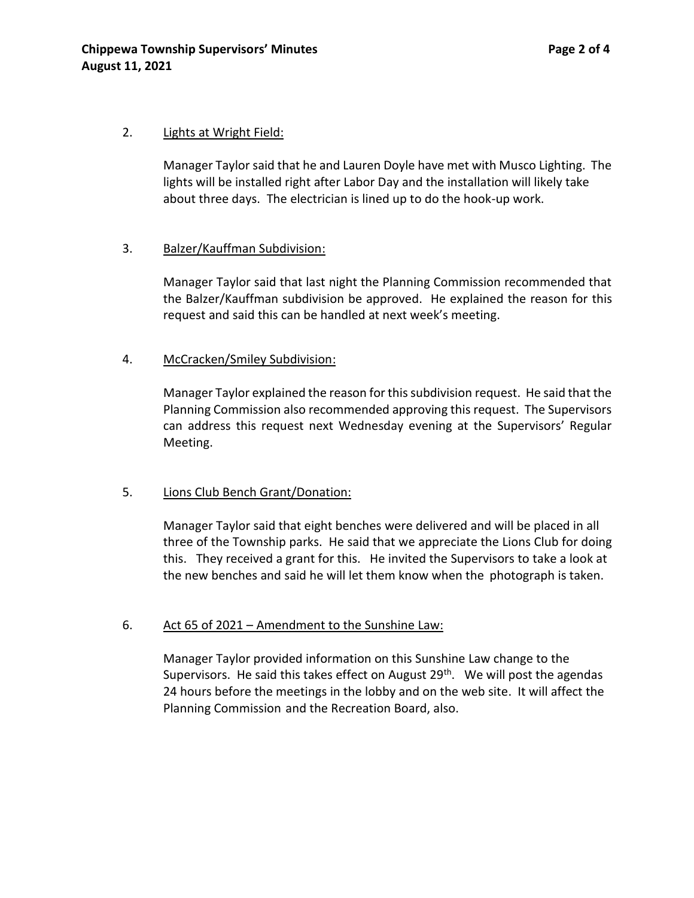2. <u>Lights at Wright Field:</u>

Manager Taylor said that he and Lauren Doyle have met with Musco Lighting. The lights will be installed right after Labor Day and the installation will likely take about three days. The electrician is lined up to do the hook-up work.

3. <u>Balzer/Kauffman Subdivision:</u>

Manager Taylor said that last night the Planning Commission recommended that the Balzer/Kauffman subdivision be approved. He explained the reason for this request and said this can be handled at next week's meeting.

4. <u>McCracken/Smiley Subdivision:</u>

Manager Taylor explained the reason for this subdivision request. He said that the Planning Commission also recommended approving this request. The Supervisors can address this request next Wednesday evening at the Supervisors' Regular Meeting.

5. <u>Lions Club Bench Grant/Donation:</u>

Manager Taylor said that eight benches were delivered and will be placed in all three of the Township parks. He said that we appreciate the Lions Club for doing this. They received a grant for this. He invited the Supervisors to take a look at the new benches and said he will let them know when the photograph is taken.

6. <u>Act 65 of 2021 – Amendment to the Sunshine Law:</u>

Manager Taylor provided information on this Sunshine Law change to the Supervisors. He said this takes effect on August 29th. We will post the agendas 24 hours before the meetings in the lobby and on the web site. It will affect the Planning Commission and the Recreation Board, also.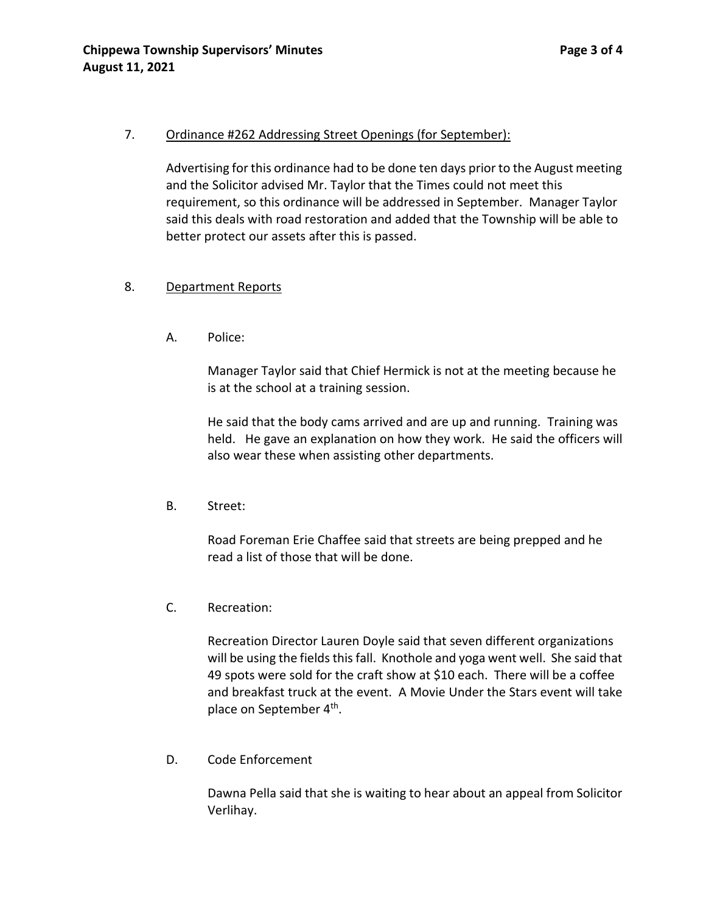7. Ordinance #262 Addressing Street Openings (for September):

Advertising for this ordinance had to be done ten days prior to the August meeting and the Solicitor advised Mr. Taylor that the Times could not meet this requirement, so this ordinance will be addressed in September. Manager Taylor said this deals with road restoration and added that the Township will be able to better protect our assets after this is passed.

8. Department Reports

A. Police:

Manager Taylor said that Chief Hermick is not at the meeting because he is at the school at a training session.

He said that the body cams arrived and are up and running. Training was held. He gave an explanation on how they work. He said the officers will also wear these when assisting other departments.

B. Street:

Road Foreman Erie Chaffee said that streets are being prepped and he read a list of those that will be done.

C. Recreation:

Recreation Director Lauren Doyle said that seven different organizations will be using the fields this fall. Knothole and yoga went well. She said that 49 spots were sold for the craft show at $10 each. There will be a coffee and breakfast truck at the event. A Movie Under the Stars event will take place on September 4th.

D. Code Enforcement

Dawna Pella said that she is waiting to hear about an appeal from Solicitor Verlihay.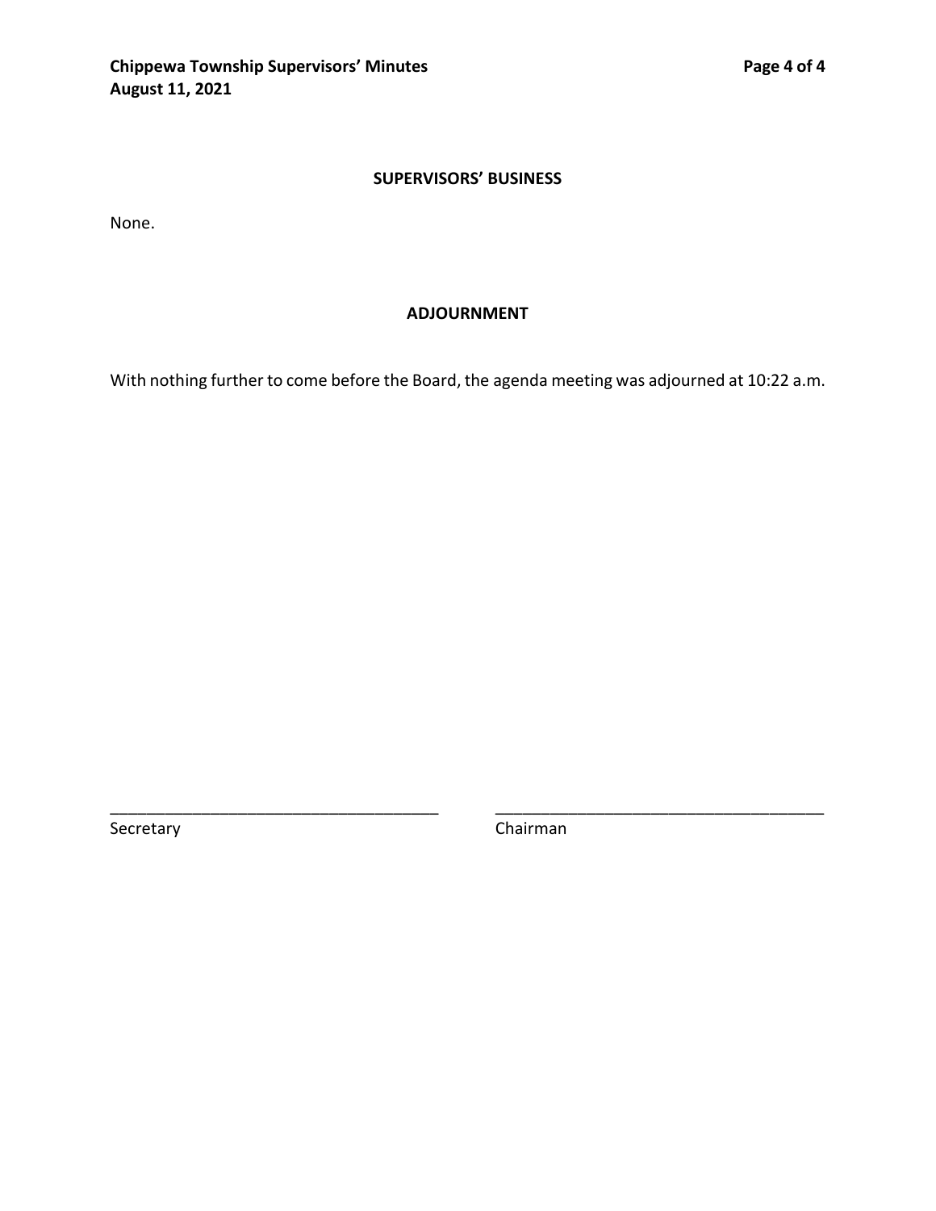## SUPERVISORS' BUSINESS

None.

## ADJOURNMENT

With nothing further to come before the Board, the agenda meeting was adjourned at 10:22 a.m.

| | |
|---|---|
| ____________________________________ | ____________________________________ |
| Secretary | Chairman |